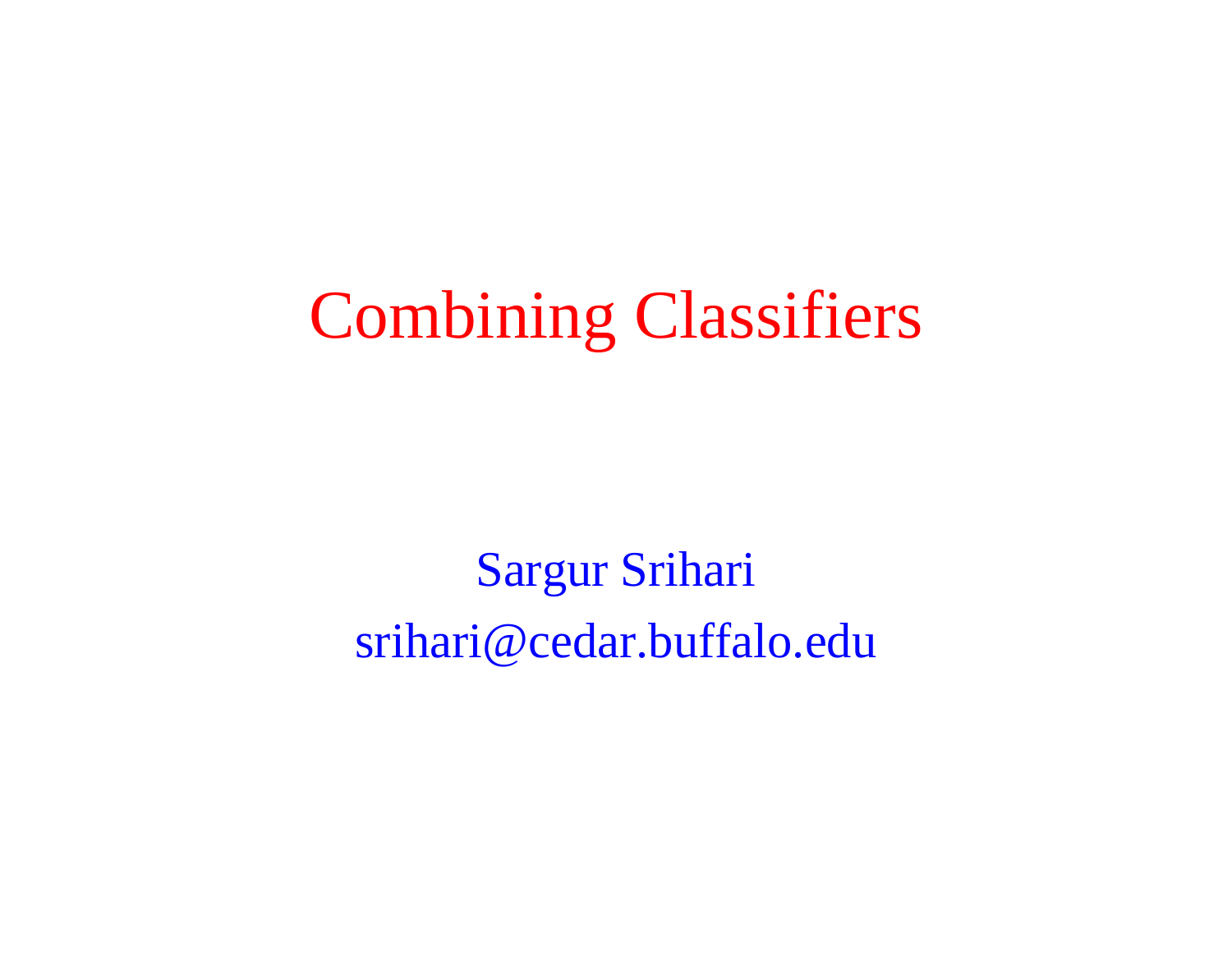# Combining Classifiers

Sargur Srihari

srihari@cedar.buffalo.edu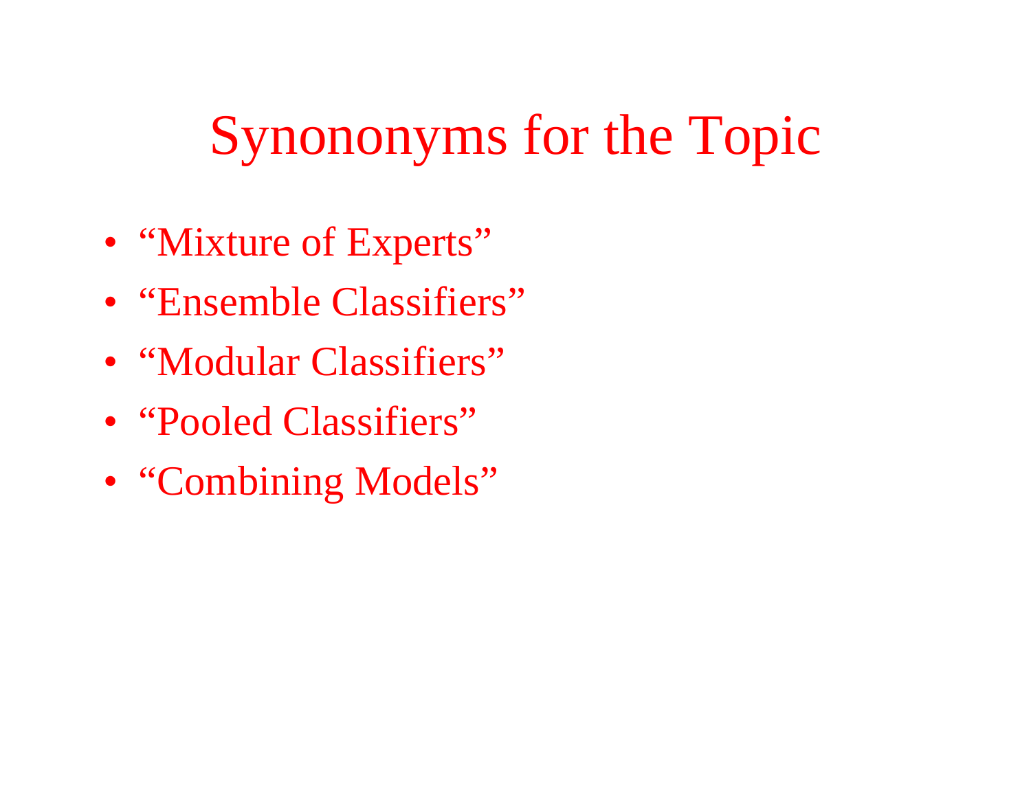# Synononyms for the Topic

- “Mixture of Experts”
- “Ensemble Classifiers”
- “Modular Classifiers”
- “Pooled Classifiers”
- “Combining Models”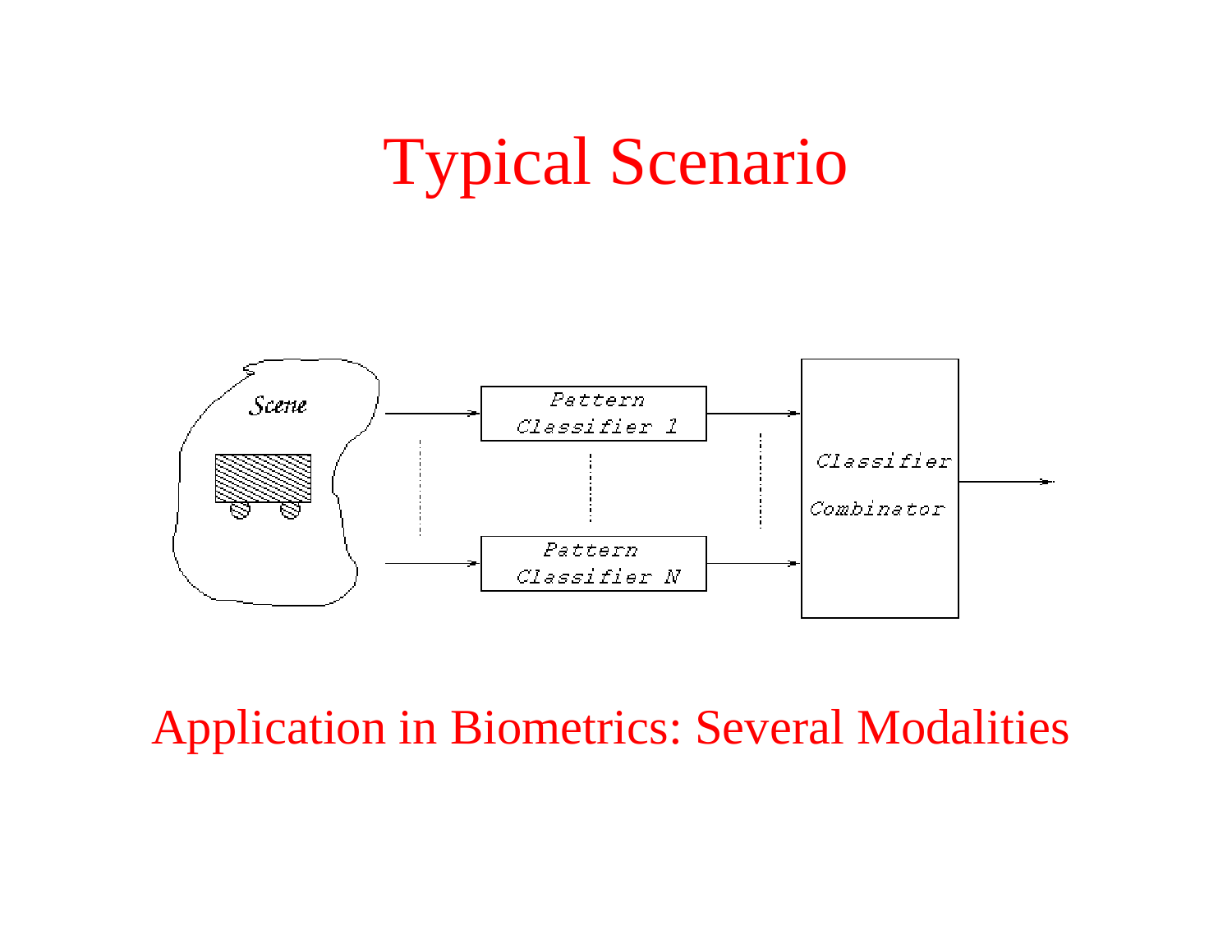# Typical Scenario

Scene

Pattern Classifier 1

Pattern Classifier N

Classifier Combinator

Application in Biometrics: Several Modalities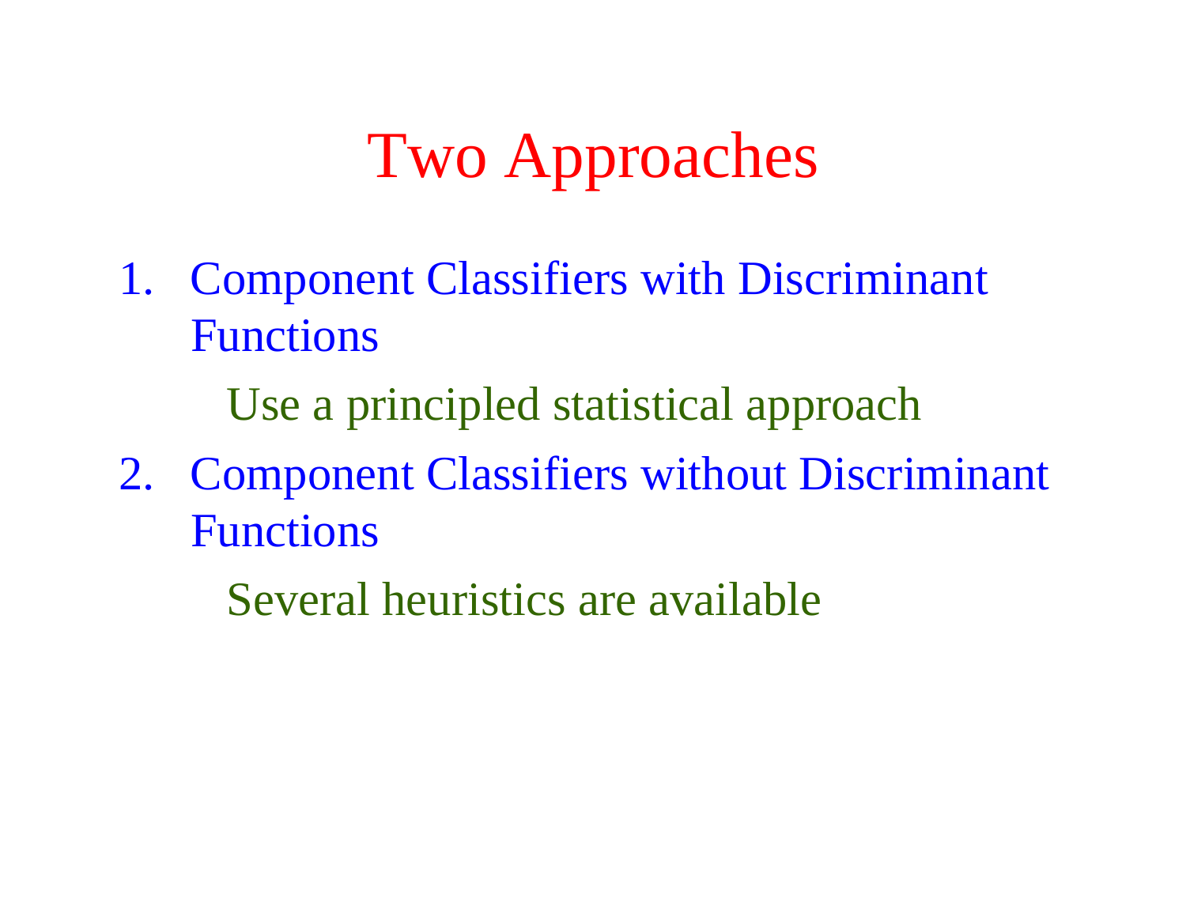# Two Approaches

1. Component Classifiers with Discriminant Functions

   Use a principled statistical approach

2. Component Classifiers without Discriminant Functions

   Several heuristics are available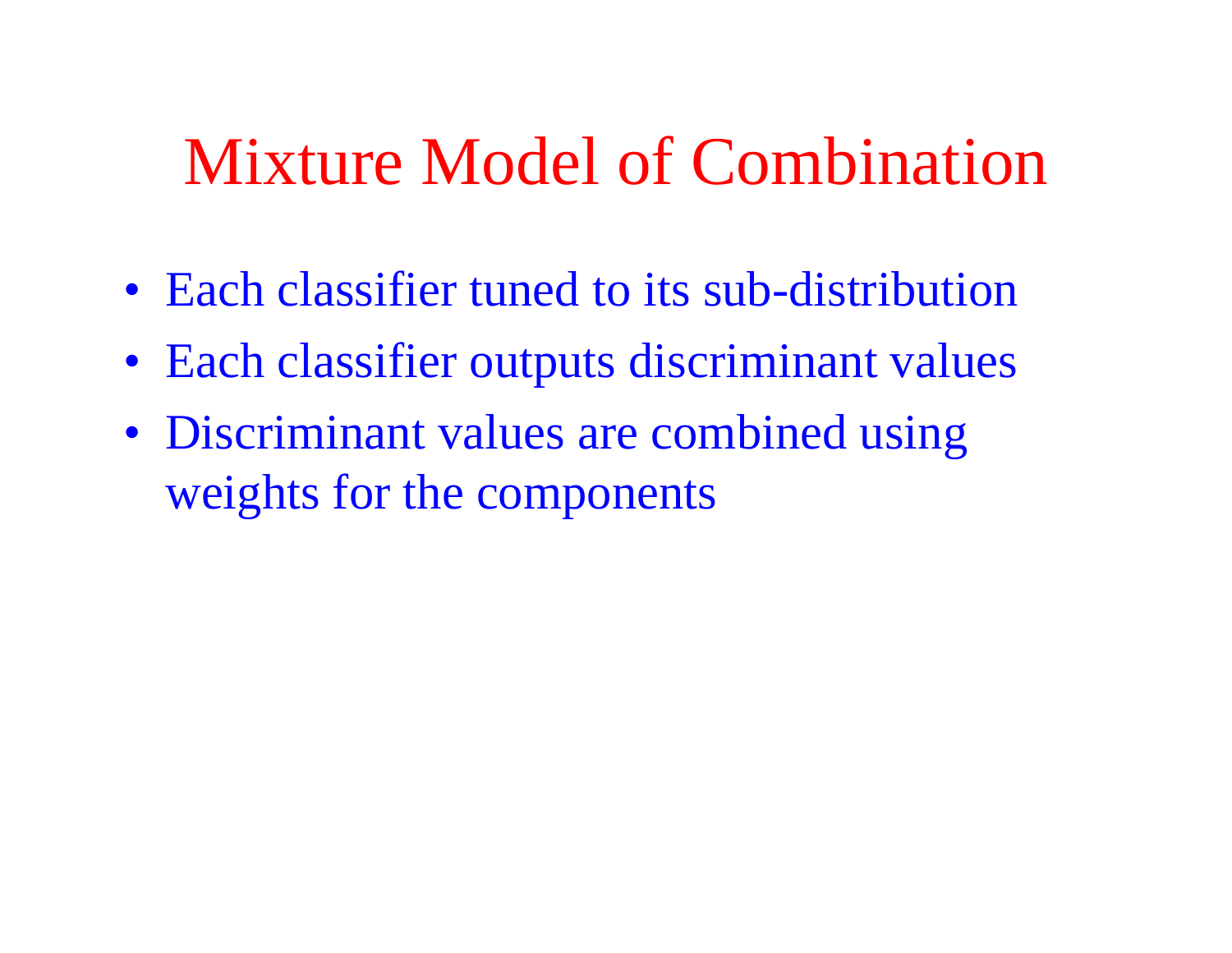# Mixture Model of Combination

- Each classifier tuned to its sub-distribution
- Each classifier outputs discriminant values
- Discriminant values are combined using weights for the components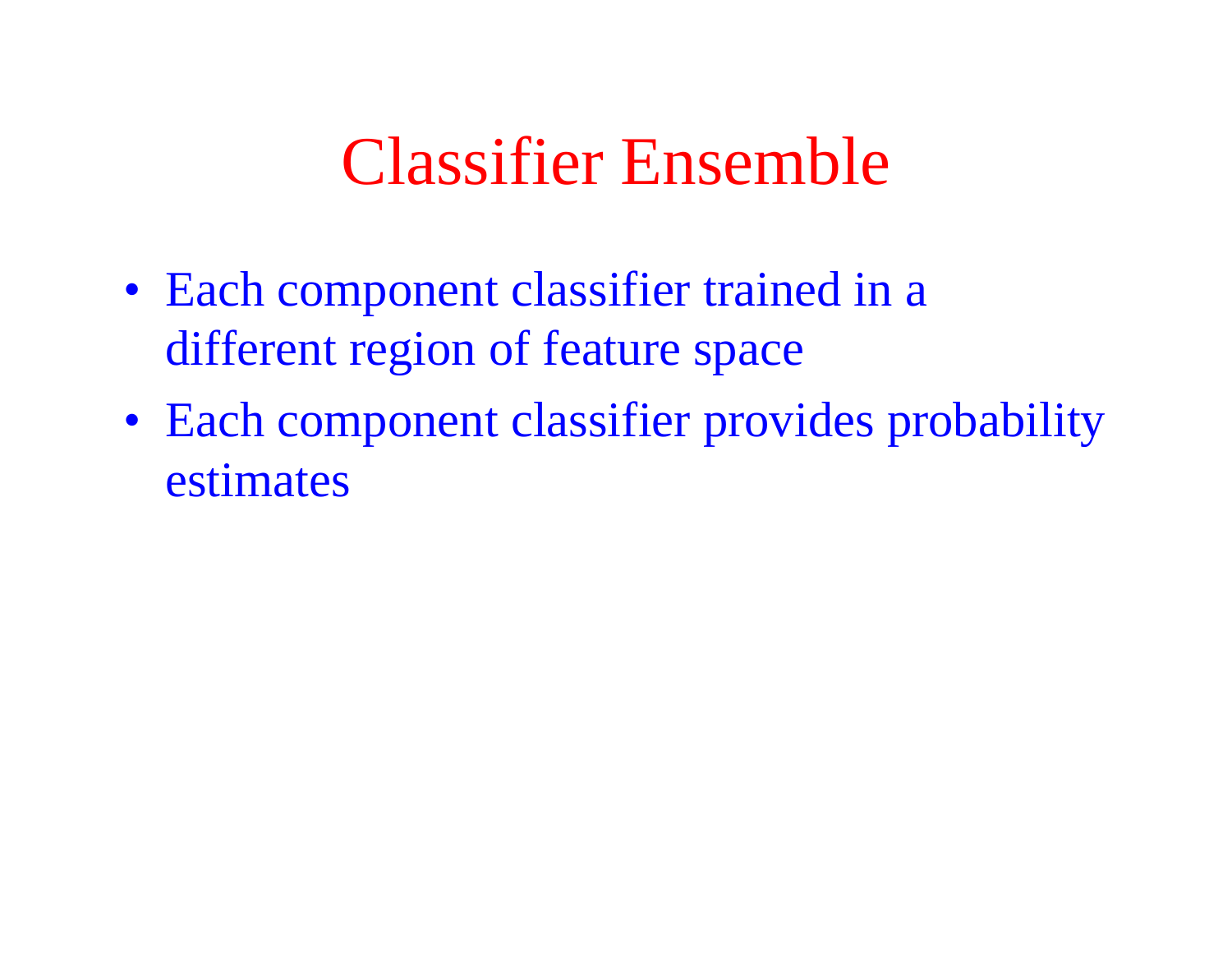# Classifier Ensemble

- Each component classifier trained in a different region of feature space
- Each component classifier provides probability estimates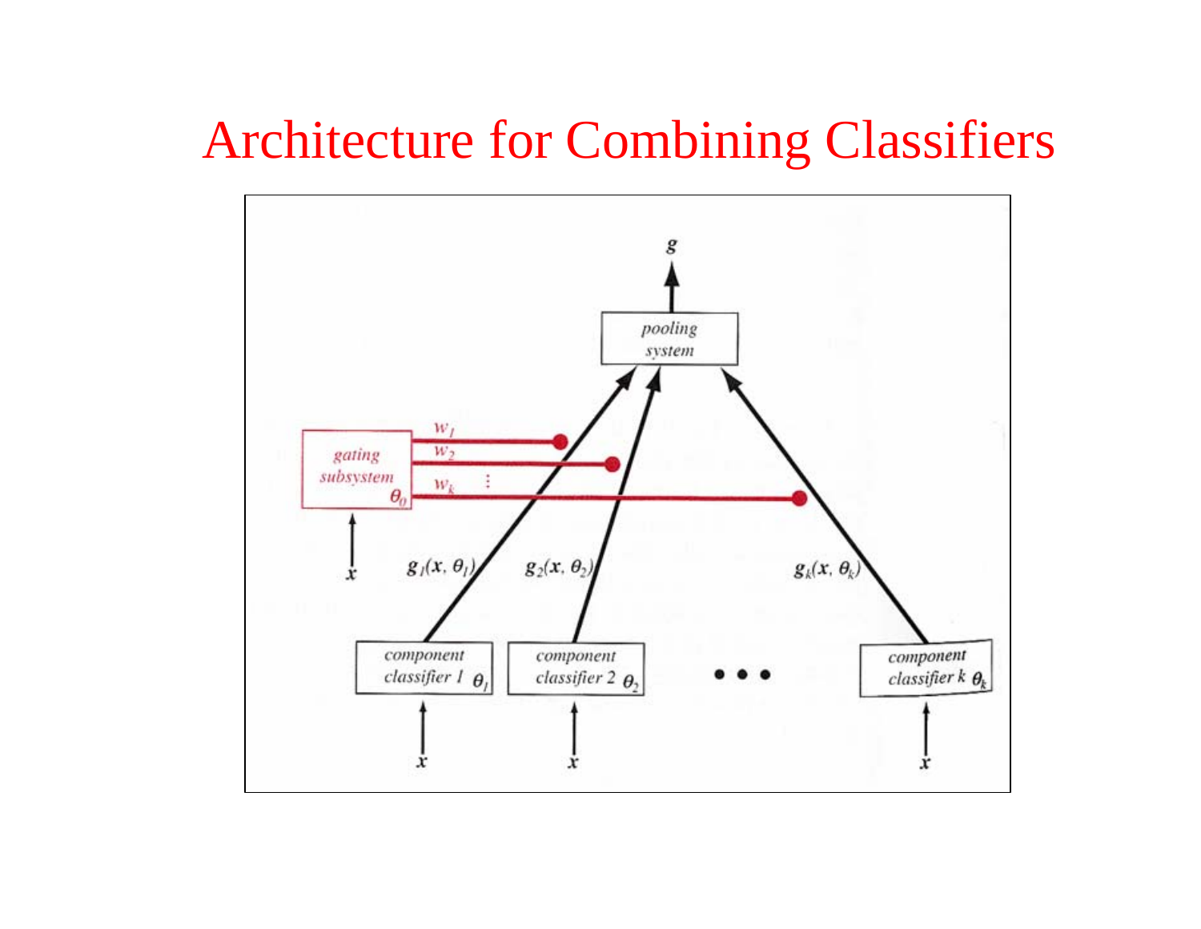# Architecture for Combining Classifiers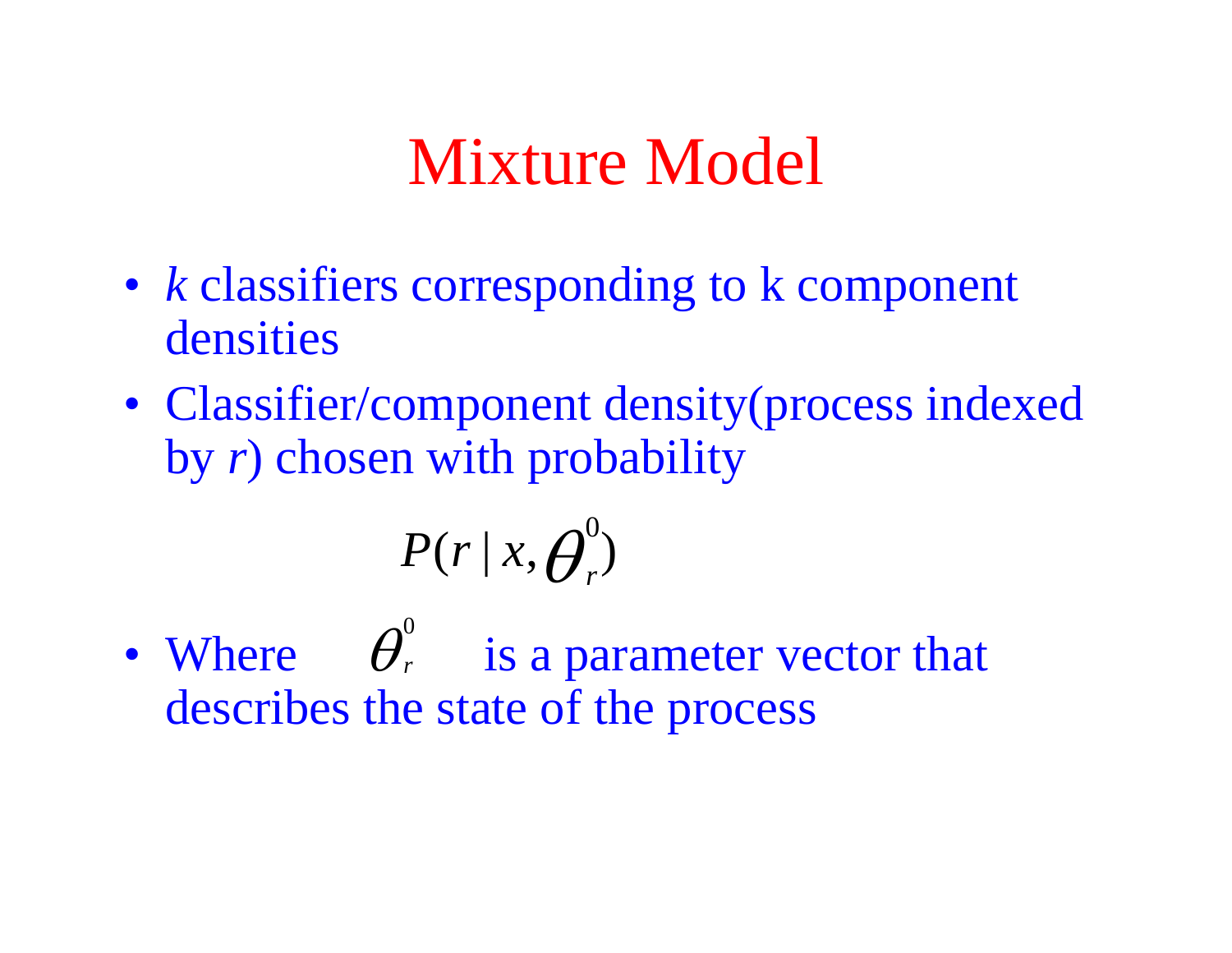# Mixture Model

- $k$ classifiers corresponding to k component densities
- Classifier/component density(process indexed by $r$) chosen with probability

$$P(r \mid x, \theta_r^0)$$

- Where $\theta_r^0$ is a parameter vector that describes the state of the process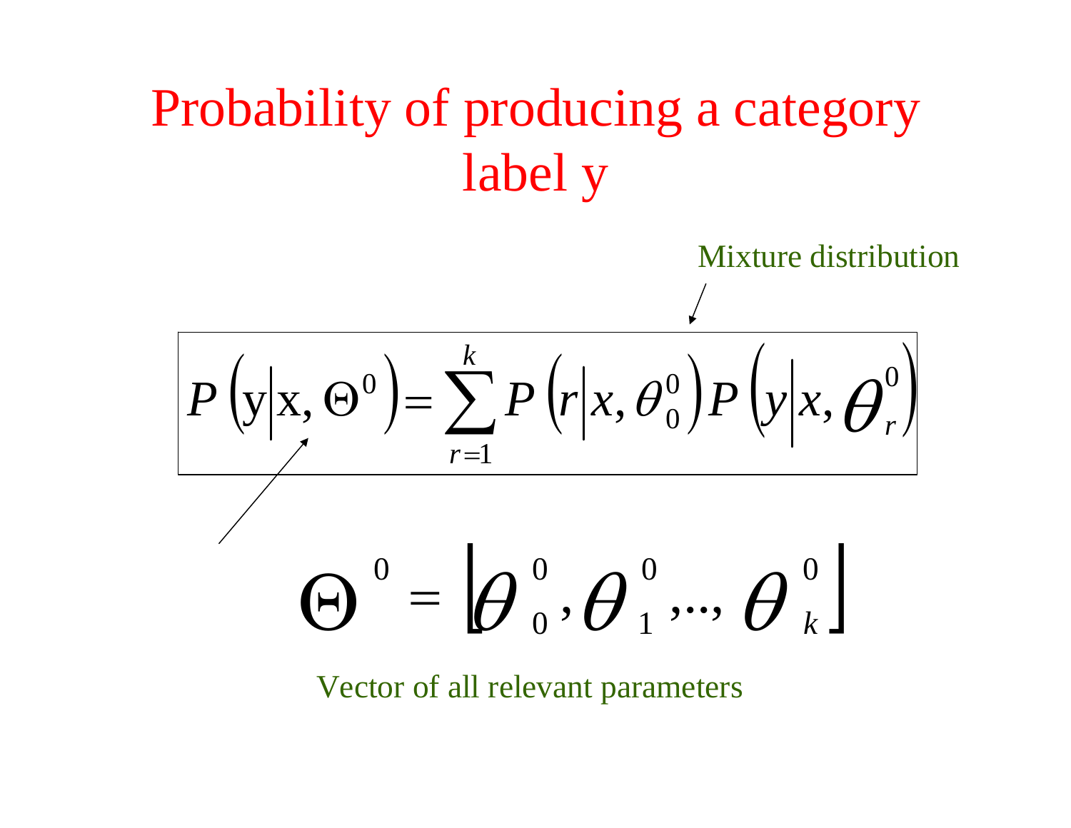# Probability of producing a category label y

Mixture distribution

$$P\left(y \middle| x, \Theta^0\right) = \sum_{r=1}^{k} P\left(r \middle| x, \theta_0^0\right) P\left(y \middle| x, \theta_r^0\right)$$

$$\Theta^0 = \left[\theta_0^0, \theta_1^0, \ldots, \theta_k^0\right]$$

Vector of all relevant parameters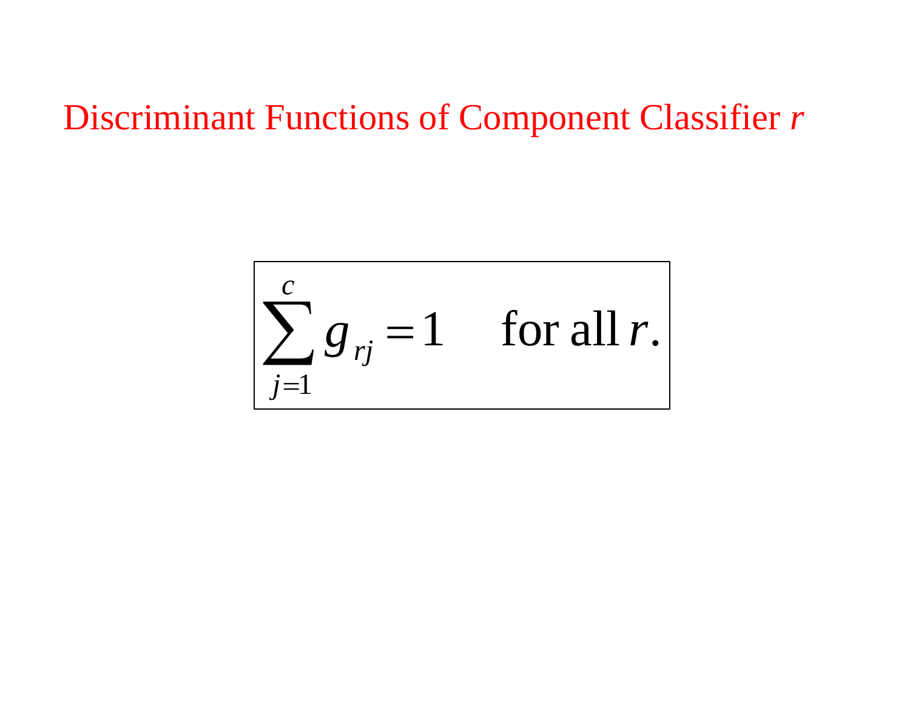# Discriminant Functions of Component Classifier *r*

$$\sum_{j=1}^{c} g_{rj} = 1 \quad \text{for all } r.$$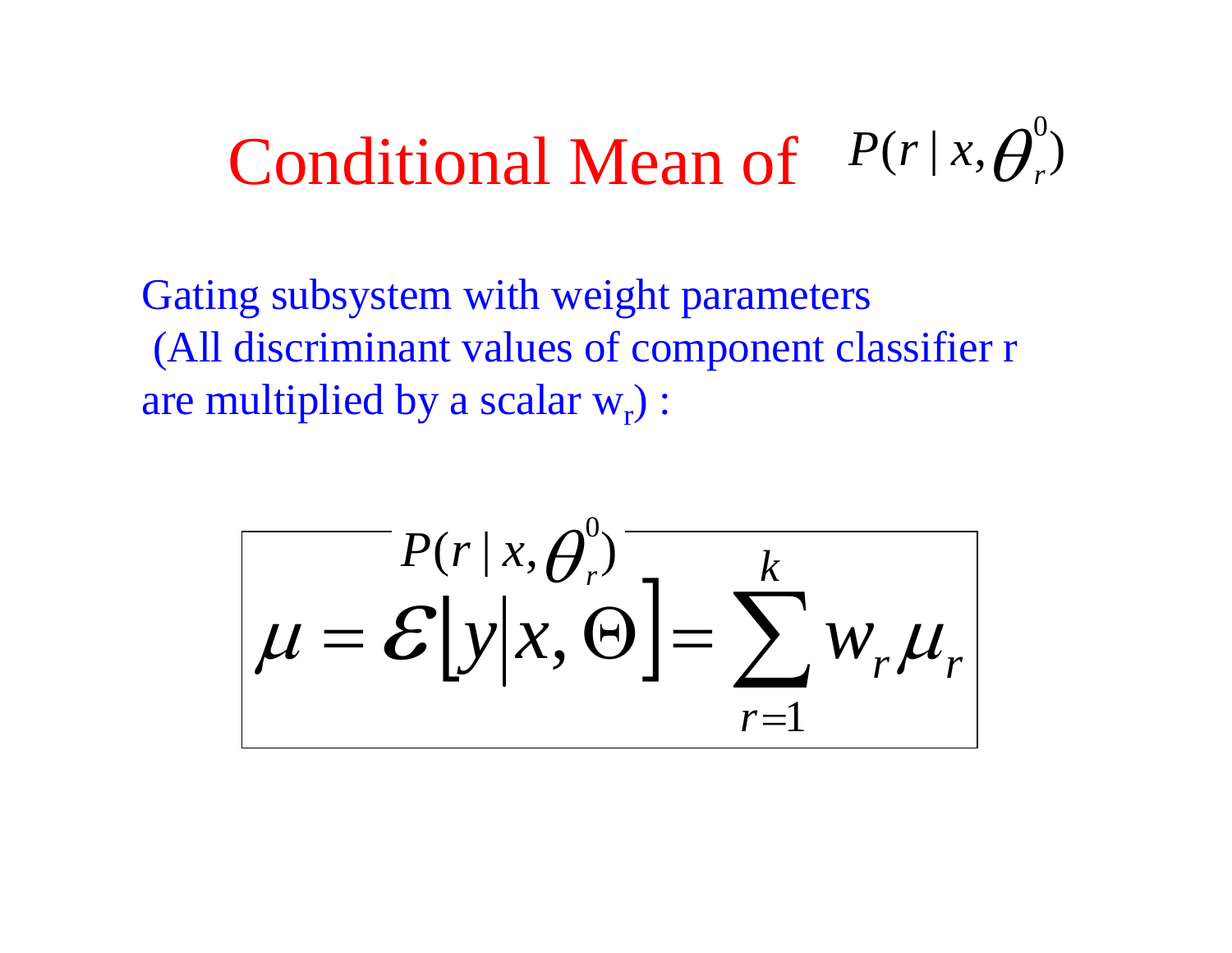# Conditional Mean of $P(r \mid x, \theta_r^0)$

Gating subsystem with weight parameters (All discriminant values of component classifier r are multiplied by a scalar $w_r$) :

$$\mu = \mathcal{E}\left[ y \middle| x, \Theta \right] = \sum_{r=1}^{k} w_r \mu_r$$

$P(r \mid x, \theta_r^0)$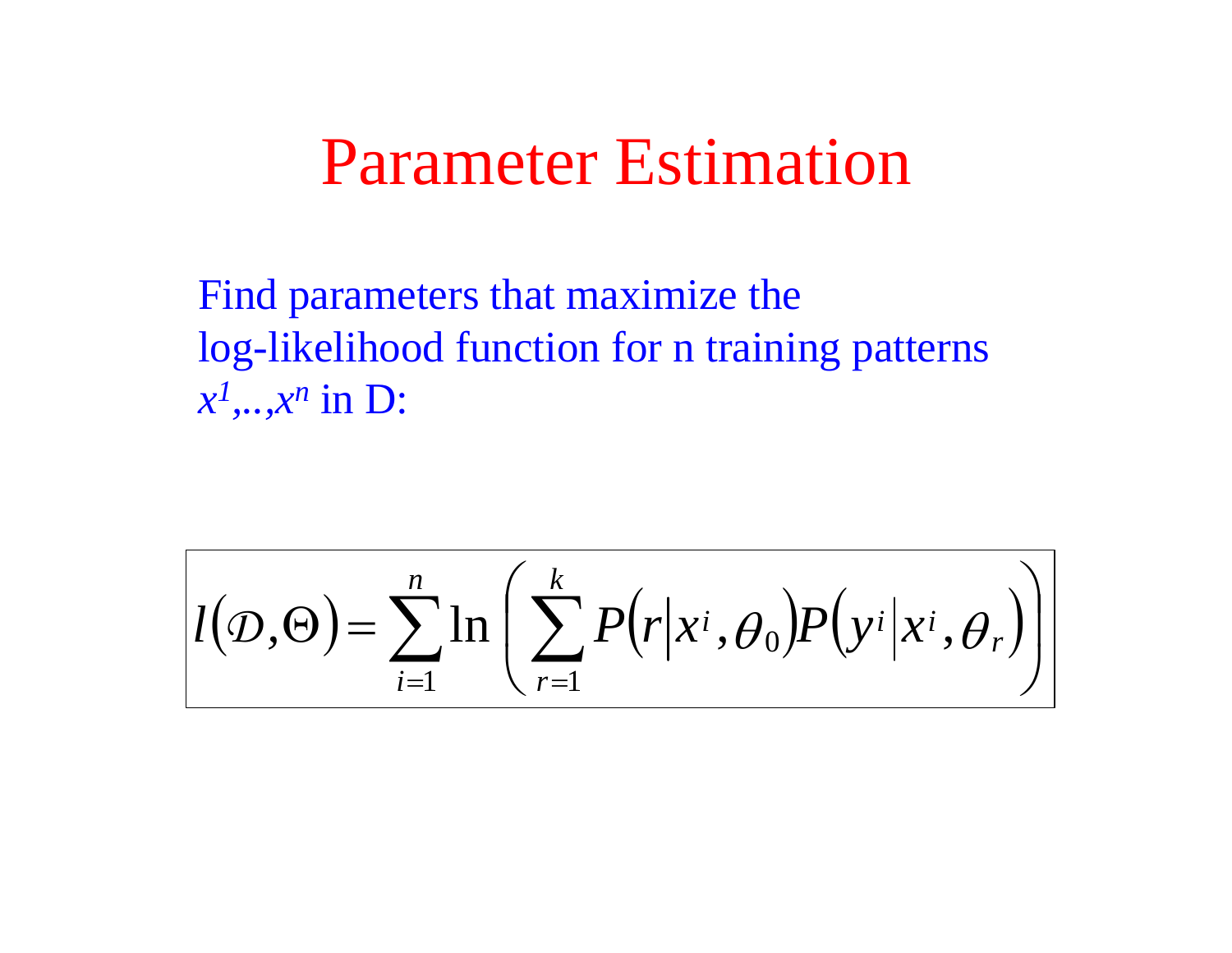# Parameter Estimation

Find parameters that maximize the log-likelihood function for n training patterns $x^1,..,x^n$ in D:

$$l(\mathcal{D},\Theta) = \sum_{i=1}^{n} \ln\left(\sum_{r=1}^{k} P(r|x^i,\theta_0)P(y^i|x^i,\theta_r)\right)$$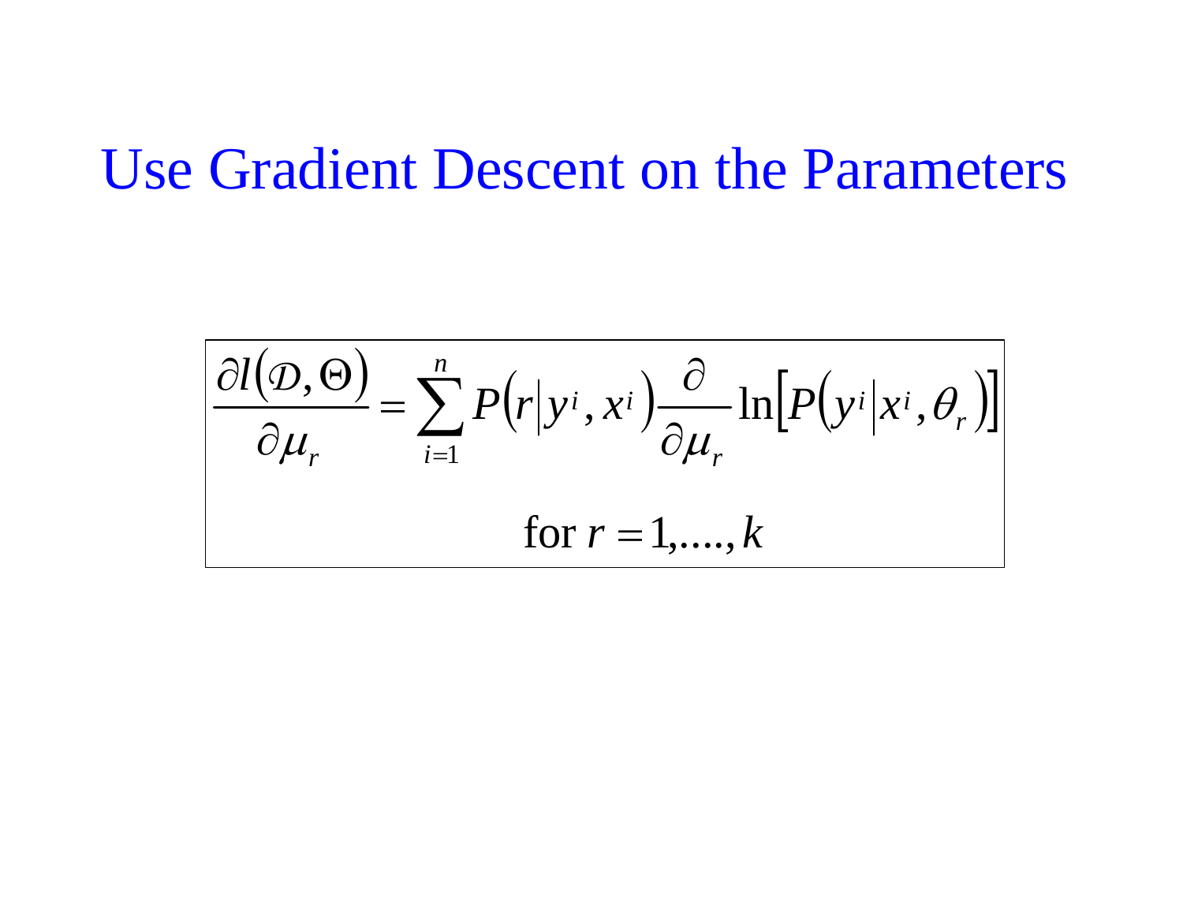# Use Gradient Descent on the Parameters

$$\frac{\partial l(\mathcal{D}, \Theta)}{\partial \mu_r} = \sum_{i=1}^{n} P\left(r \middle| y^i, x^i\right) \frac{\partial}{\partial \mu_r} \ln\left[P\left(y^i \middle| x^i, \theta_r\right)\right]$$

$$\text{for } r = 1, \ldots., k$$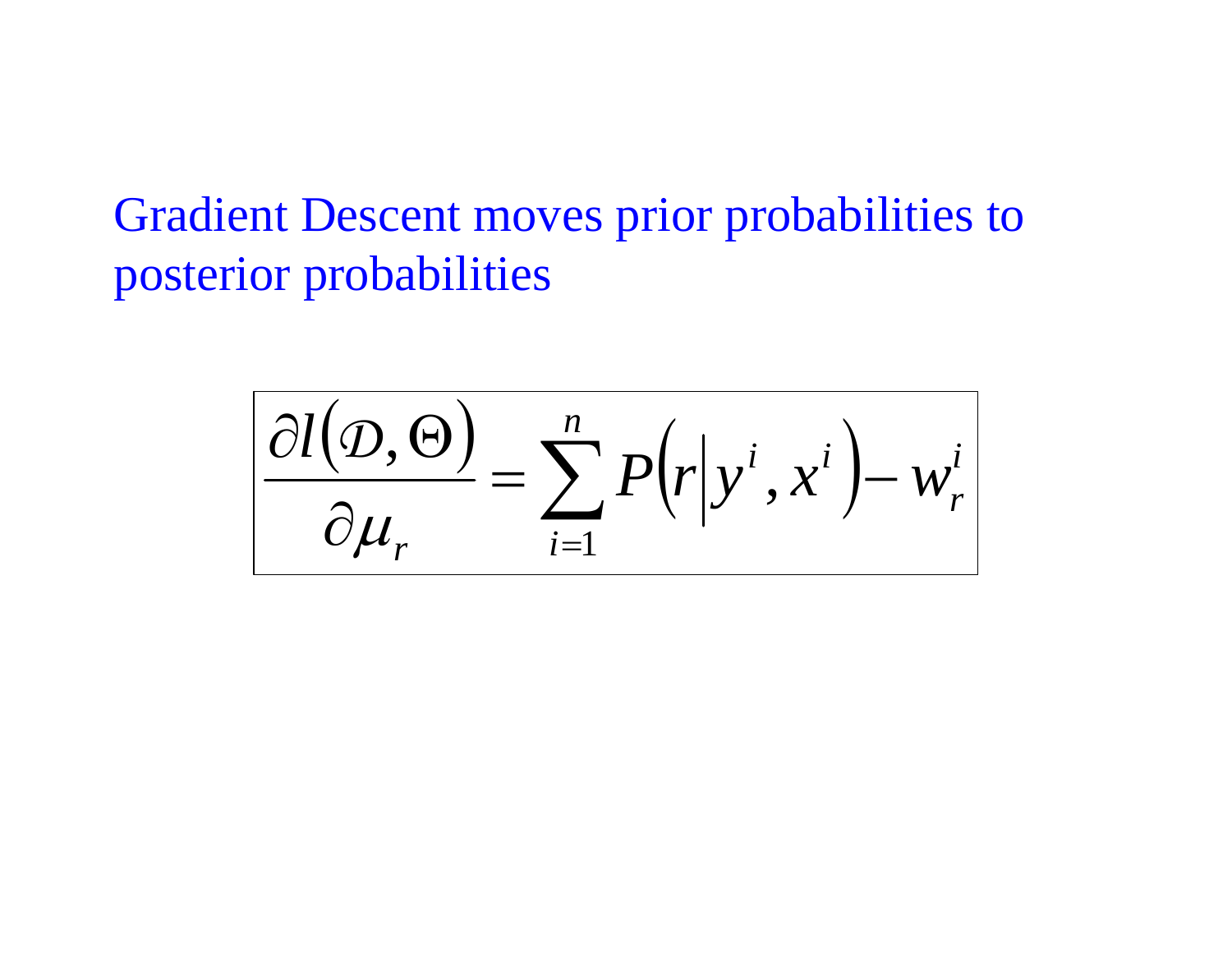Gradient Descent moves prior probabilities to posterior probabilities

$$\frac{\partial l(\mathcal{D}, \Theta)}{\partial \mu_r} = \sum_{i=1}^{n} P\left(r \middle| y^i, x^i\right) - w_r^i$$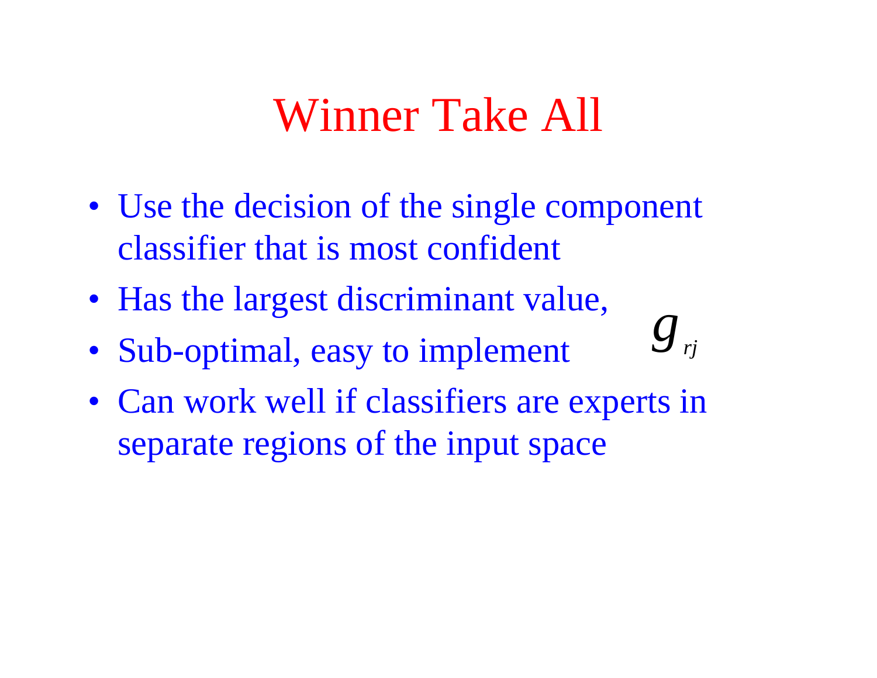# Winner Take All

- Use the decision of the single component classifier that is most confident
- Has the largest discriminant value, $g_{rj}$
- Sub-optimal, easy to implement
- Can work well if classifiers are experts in separate regions of the input space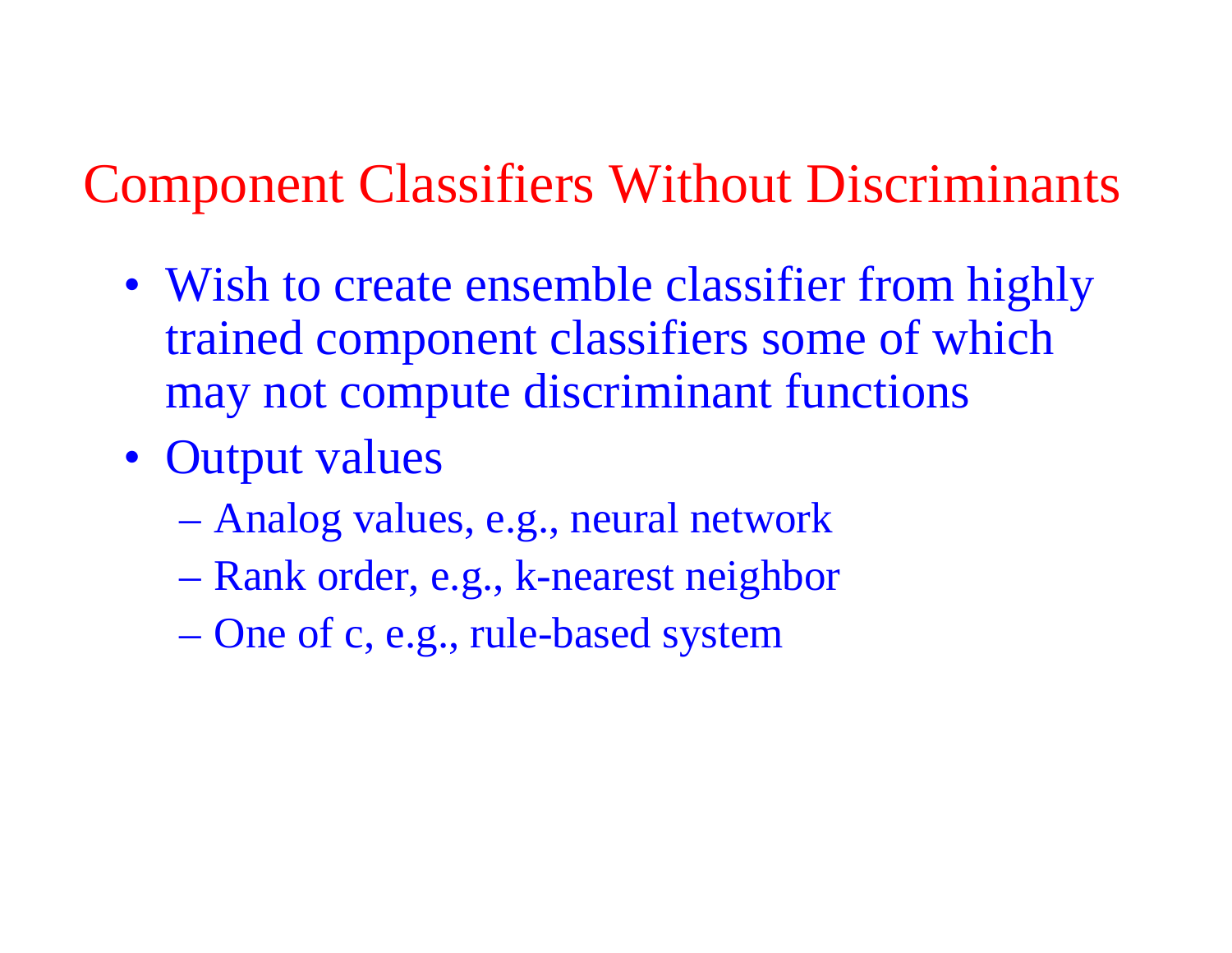# Component Classifiers Without Discriminants

- Wish to create ensemble classifier from highly trained component classifiers some of which may not compute discriminant functions
- Output values
  - Analog values, e.g., neural network
  - Rank order, e.g., k-nearest neighbor
  - One of c, e.g., rule-based system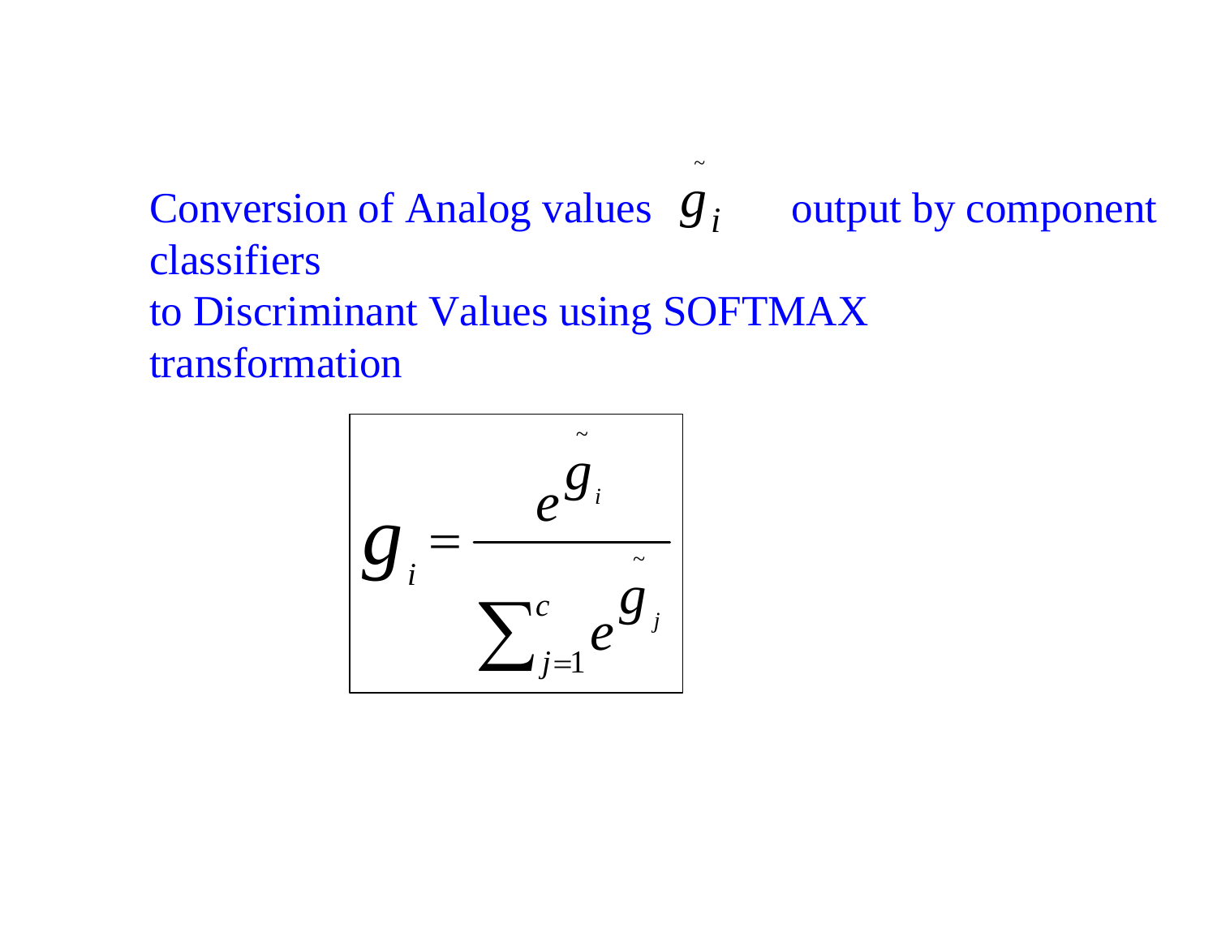Conversion of Analog values $\tilde{g}_i$ output by component classifiers
to Discriminant Values using SOFTMAX transformation

$$g_i = \frac{e^{\tilde{g}_i}}{\sum_{j=1}^{c} e^{\tilde{g}_j}}$$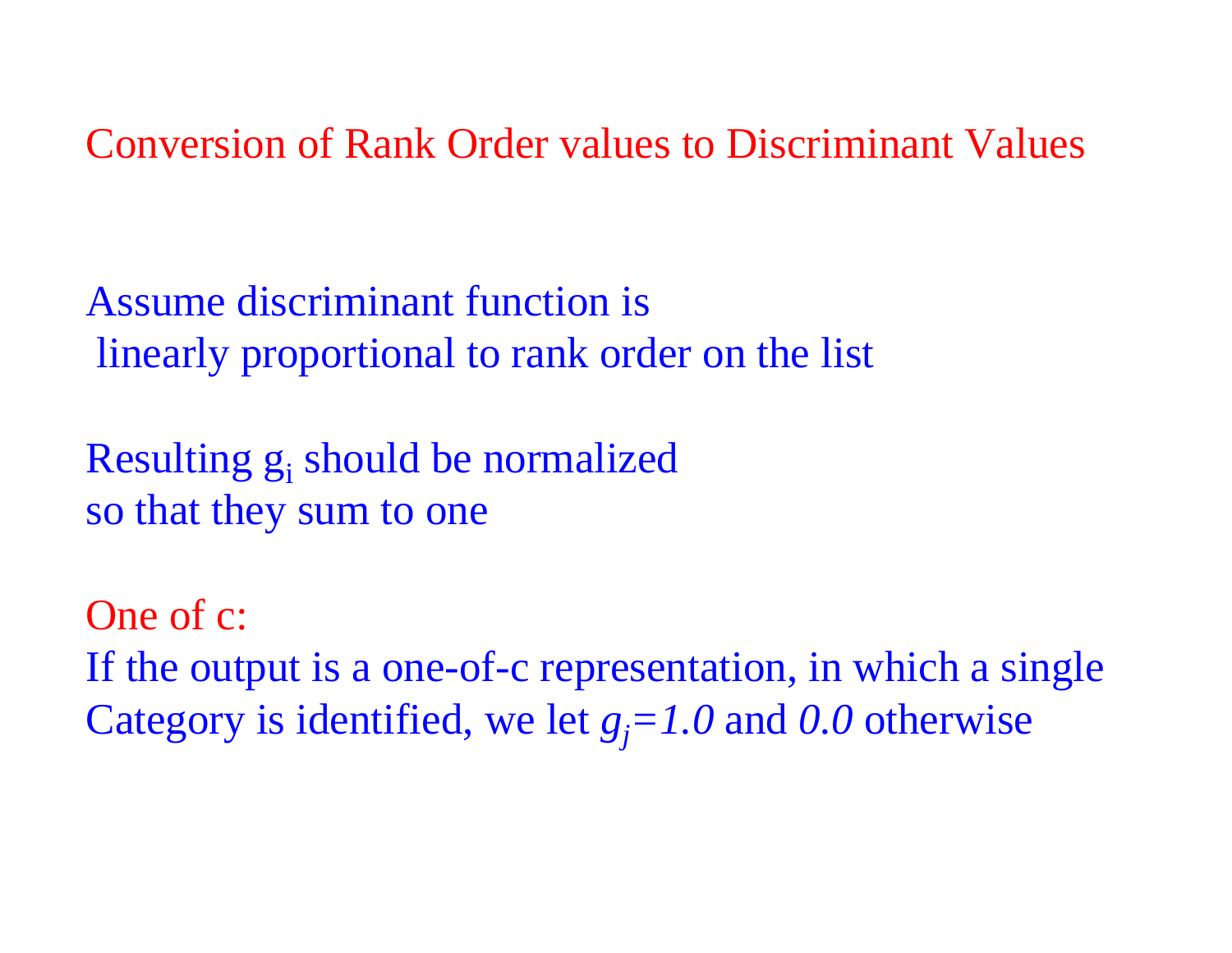# Conversion of Rank Order values to Discriminant Values

Assume discriminant function is linearly proportional to rank order on the list

Resulting $g_i$ should be normalized so that they sum to one

## One of c:

If the output is a one-of-c representation, in which a single Category is identified, we let $g_j=1.0$ and $0.0$ otherwise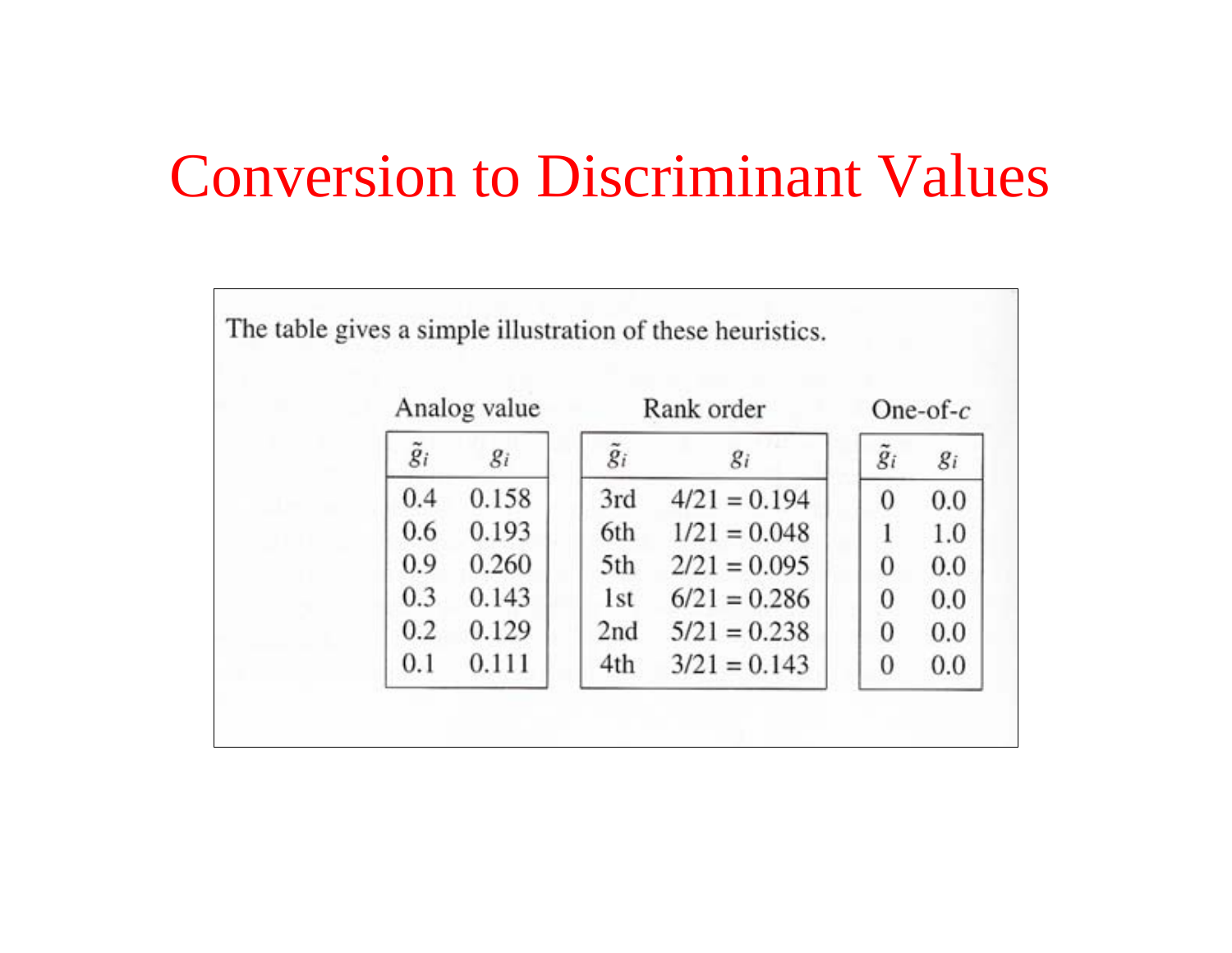# Conversion to Discriminant Values

The table gives a simple illustration of these heuristics.

| Analog value | | Rank order | | One-of-$c$ | |
|---|---|---|---|---|---|
| $\tilde{g}_i$ | $g_i$ | $\tilde{g}_i$ | $g_i$ | $\tilde{g}_i$ | $g_i$ |
| 0.4 | 0.158 | 3rd | $4/21 = 0.194$ | 0 | 0.0 |
| 0.6 | 0.193 | 6th | $1/21 = 0.048$ | 1 | 1.0 |
| 0.9 | 0.260 | 5th | $2/21 = 0.095$ | 0 | 0.0 |
| 0.3 | 0.143 | 1st | $6/21 = 0.286$ | 0 | 0.0 |
| 0.2 | 0.129 | 2nd | $5/21 = 0.238$ | 0 | 0.0 |
| 0.1 | 0.111 | 4th | $3/21 = 0.143$ | 0 | 0.0 |